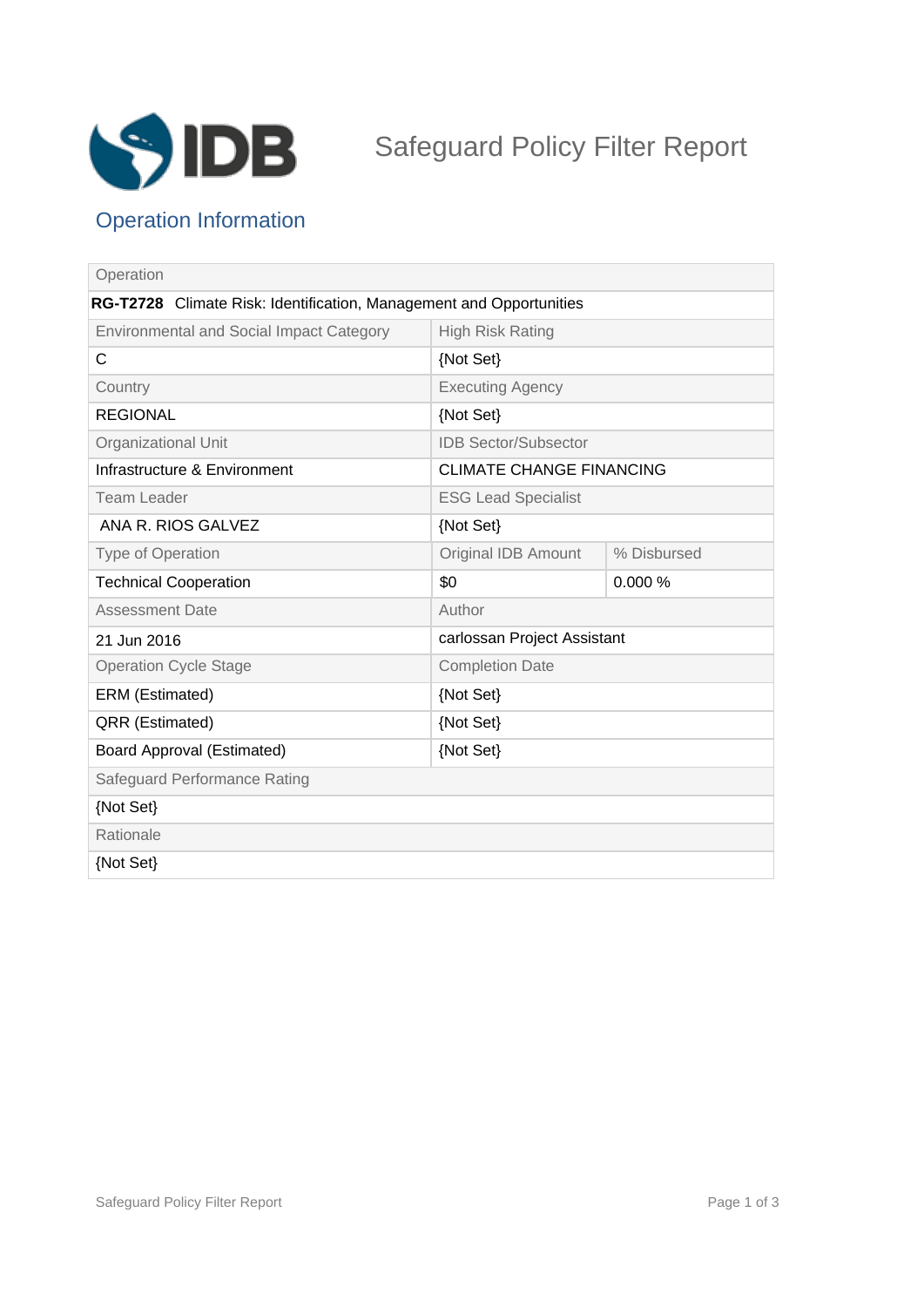# Safeguard Policy Filter Report

## Operation Information

| Operation | | |
|---|---|---|
| **RG-T2728** Climate Risk: Identification, Management and Opportunities | | |
| Environmental and Social Impact Category | High Risk Rating | |
| C | {Not Set} | |
| Country | Executing Agency | |
| REGIONAL | {Not Set} | |
| Organizational Unit | IDB Sector/Subsector | |
| Infrastructure & Environment | CLIMATE CHANGE FINANCING | |
| Team Leader | ESG Lead Specialist | |
| ANA R. RIOS GALVEZ | {Not Set} | |
| Type of Operation | Original IDB Amount | % Disbursed |
| Technical Cooperation | $0 | 0.000 % |
| Assessment Date | Author | |
| 21 Jun 2016 | carlossan Project Assistant | |
| Operation Cycle Stage | Completion Date | |
| ERM (Estimated) | {Not Set} | |
| QRR (Estimated) | {Not Set} | |
| Board Approval (Estimated) | {Not Set} | |
| Safeguard Performance Rating | | |
| {Not Set} | | |
| Rationale | | |
| {Not Set} | | |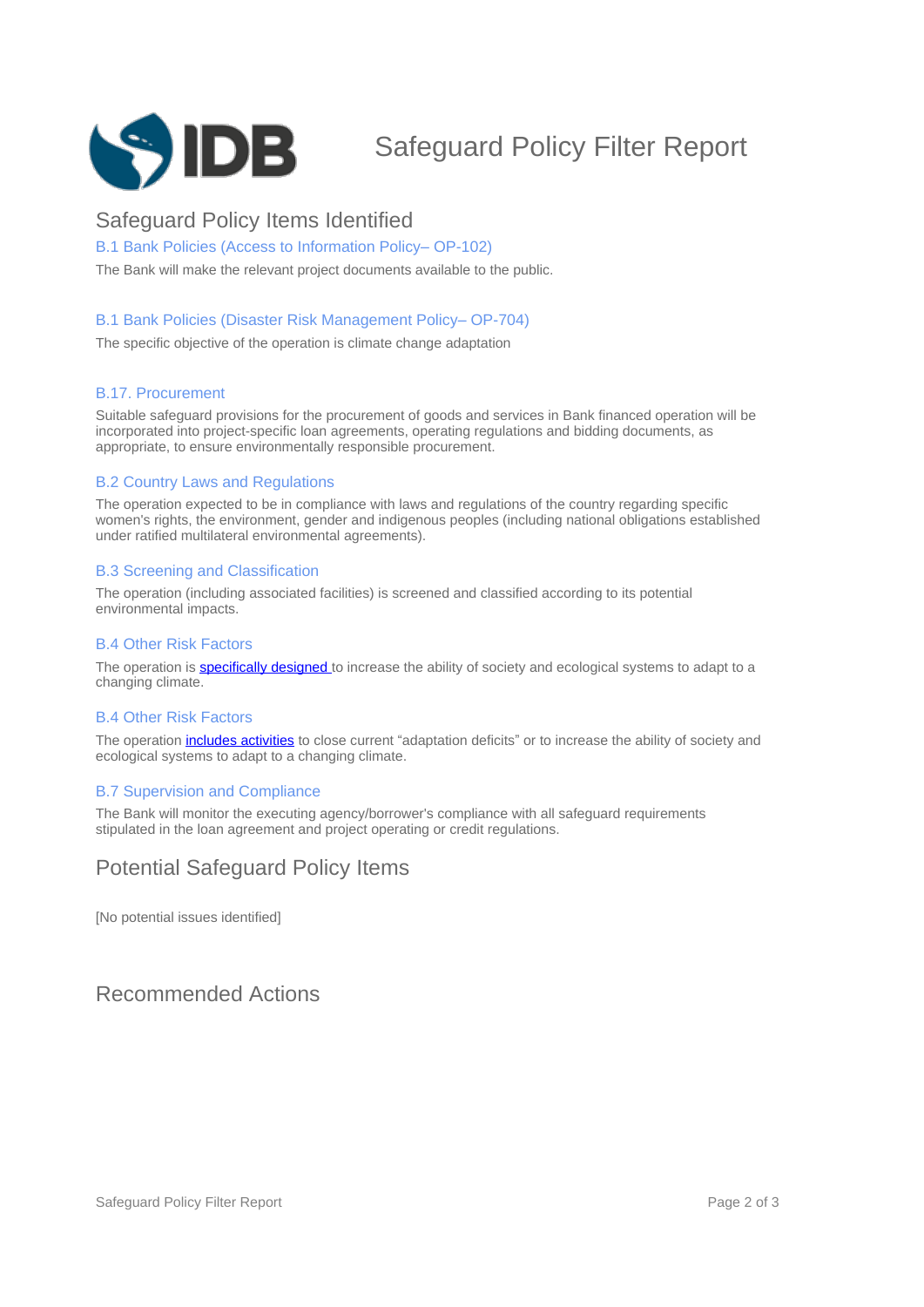# Safeguard Policy Filter Report

## Safeguard Policy Items Identified

### B.1 Bank Policies (Access to Information Policy– OP-102)

The Bank will make the relevant project documents available to the public.

### B.1 Bank Policies (Disaster Risk Management Policy– OP-704)

The specific objective of the operation is climate change adaptation

### B.17. Procurement

Suitable safeguard provisions for the procurement of goods and services in Bank financed operation will be incorporated into project-specific loan agreements, operating regulations and bidding documents, as appropriate, to ensure environmentally responsible procurement.

### B.2 Country Laws and Regulations

The operation expected to be in compliance with laws and regulations of the country regarding specific women's rights, the environment, gender and indigenous peoples (including national obligations established under ratified multilateral environmental agreements).

### B.3 Screening and Classification

The operation (including associated facilities) is screened and classified according to its potential environmental impacts.

### B.4 Other Risk Factors

The operation is specifically designed to increase the ability of society and ecological systems to adapt to a changing climate.

### B.4 Other Risk Factors

The operation includes activities to close current “adaptation deficits” or to increase the ability of society and ecological systems to adapt to a changing climate.

### B.7 Supervision and Compliance

The Bank will monitor the executing agency/borrower's compliance with all safeguard requirements stipulated in the loan agreement and project operating or credit regulations.

## Potential Safeguard Policy Items

[No potential issues identified]

## Recommended Actions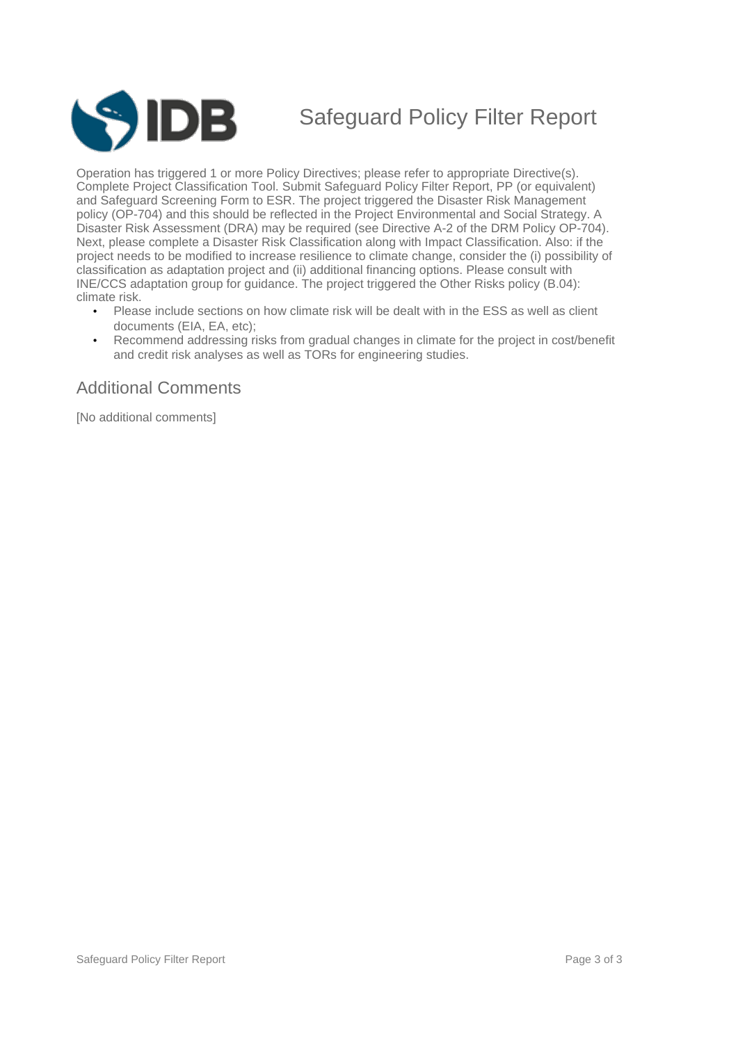# Safeguard Policy Filter Report

Operation has triggered 1 or more Policy Directives; please refer to appropriate Directive(s). Complete Project Classification Tool. Submit Safeguard Policy Filter Report, PP (or equivalent) and Safeguard Screening Form to ESR. The project triggered the Disaster Risk Management policy (OP-704) and this should be reflected in the Project Environmental and Social Strategy. A Disaster Risk Assessment (DRA) may be required (see Directive A-2 of the DRM Policy OP-704). Next, please complete a Disaster Risk Classification along with Impact Classification. Also: if the project needs to be modified to increase resilience to climate change, consider the (i) possibility of classification as adaptation project and (ii) additional financing options. Please consult with INE/CCS adaptation group for guidance. The project triggered the Other Risks policy (B.04): climate risk.

- Please include sections on how climate risk will be dealt with in the ESS as well as client documents (EIA, EA, etc);
- Recommend addressing risks from gradual changes in climate for the project in cost/benefit and credit risk analyses as well as TORs for engineering studies.

## Additional Comments

[No additional comments]